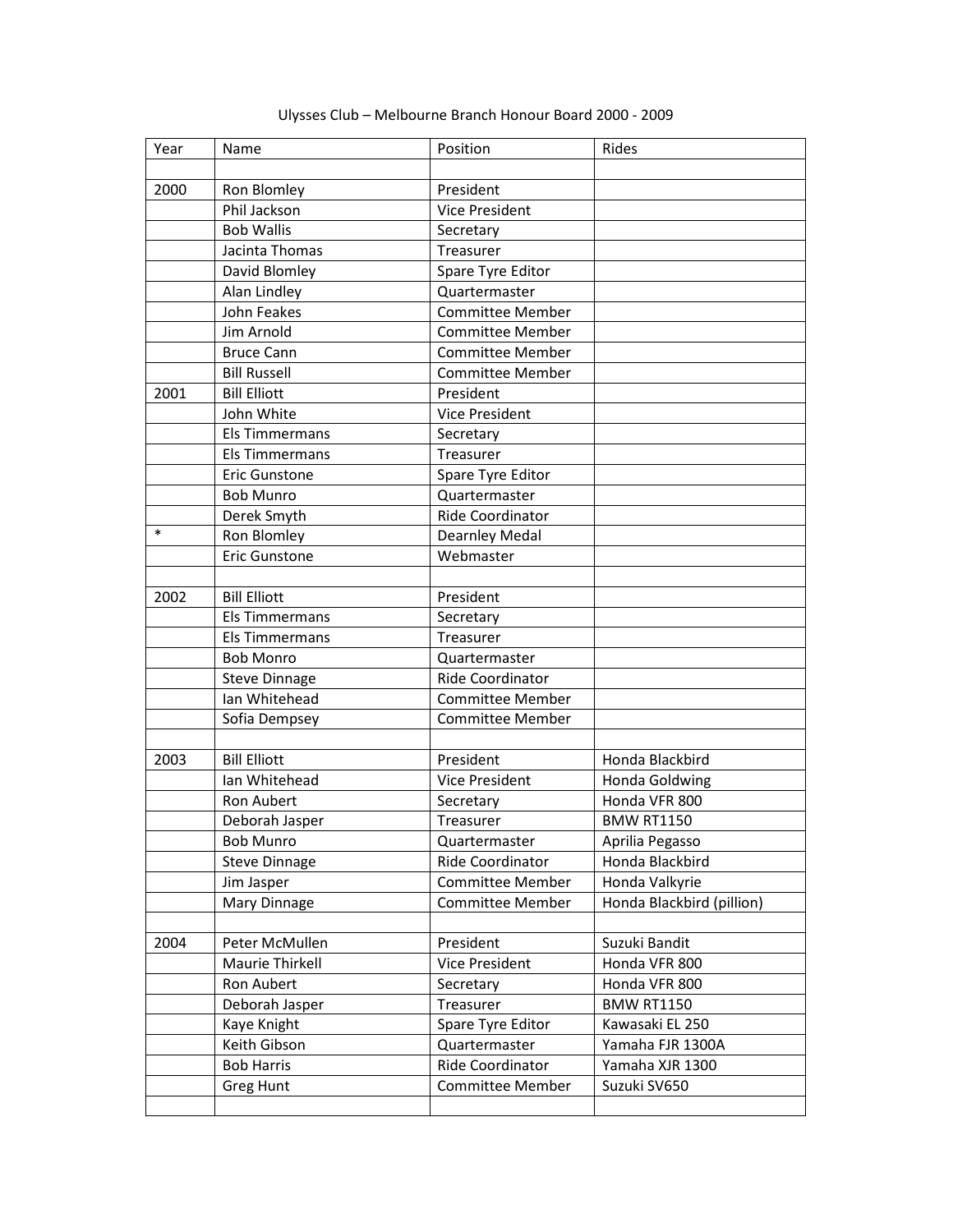Ulysses Club – Melbourne Branch Honour Board 2000 - 2009

| Year | Name | Position | Rides |
|---|---|---|---|
| | | | |
| 2000 | Ron Blomley | President | |
| | Phil Jackson | Vice President | |
| | Bob Wallis | Secretary | |
| | Jacinta Thomas | Treasurer | |
| | David Blomley | Spare Tyre Editor | |
| | Alan Lindley | Quartermaster | |
| | John Feakes | Committee Member | |
| | Jim Arnold | Committee Member | |
| | Bruce Cann | Committee Member | |
| | Bill Russell | Committee Member | |
| 2001 | Bill Elliott | President | |
| | John White | Vice President | |
| | Els Timmermans | Secretary | |
| | Els Timmermans | Treasurer | |
| | Eric Gunstone | Spare Tyre Editor | |
| | Bob Munro | Quartermaster | |
| | Derek Smyth | Ride Coordinator | |
| * | Ron Blomley | Dearnley Medal | |
| | Eric Gunstone | Webmaster | |
| | | | |
| 2002 | Bill Elliott | President | |
| | Els Timmermans | Secretary | |
| | Els Timmermans | Treasurer | |
| | Bob Monro | Quartermaster | |
| | Steve Dinnage | Ride Coordinator | |
| | Ian Whitehead | Committee Member | |
| | Sofia Dempsey | Committee Member | |
| | | | |
| 2003 | Bill Elliott | President | Honda Blackbird |
| | Ian Whitehead | Vice President | Honda Goldwing |
| | Ron Aubert | Secretary | Honda VFR 800 |
| | Deborah Jasper | Treasurer | BMW RT1150 |
| | Bob Munro | Quartermaster | Aprilia Pegasso |
| | Steve Dinnage | Ride Coordinator | Honda Blackbird |
| | Jim Jasper | Committee Member | Honda Valkyrie |
| | Mary Dinnage | Committee Member | Honda Blackbird (pillion) |
| | | | |
| 2004 | Peter McMullen | President | Suzuki Bandit |
| | Maurie Thirkell | Vice President | Honda VFR 800 |
| | Ron Aubert | Secretary | Honda VFR 800 |
| | Deborah Jasper | Treasurer | BMW RT1150 |
| | Kaye Knight | Spare Tyre Editor | Kawasaki EL 250 |
| | Keith Gibson | Quartermaster | Yamaha FJR 1300A |
| | Bob Harris | Ride Coordinator | Yamaha XJR 1300 |
| | Greg Hunt | Committee Member | Suzuki SV650 |
| | | | |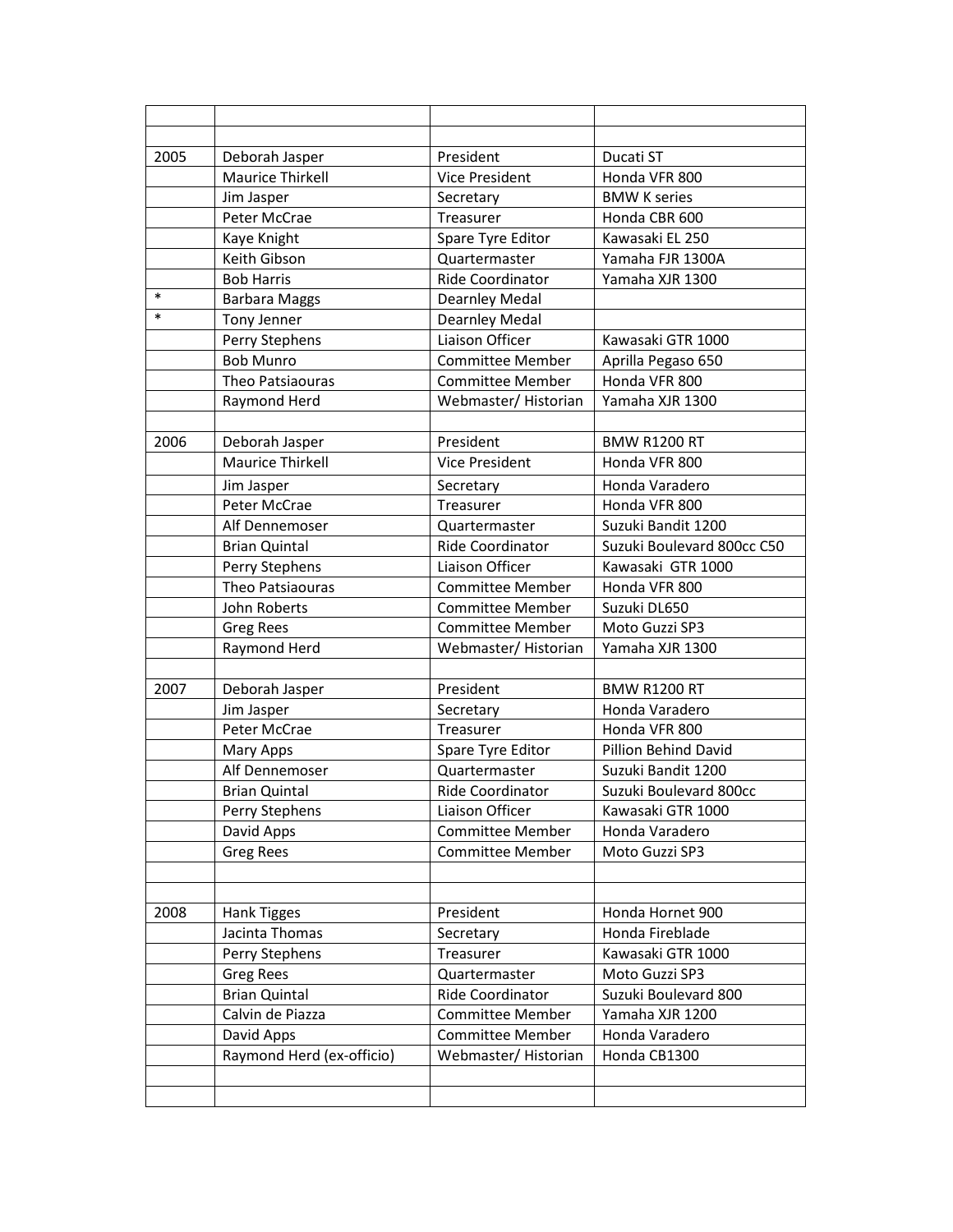| | | | |
|---|---|---|---|
| | | | |
| 2005 | Deborah Jasper | President | Ducati ST |
| | Maurice Thirkell | Vice President | Honda VFR 800 |
| | Jim Jasper | Secretary | BMW K series |
| | Peter McCrae | Treasurer | Honda CBR 600 |
| | Kaye Knight | Spare Tyre Editor | Kawasaki EL 250 |
| | Keith Gibson | Quartermaster | Yamaha FJR 1300A |
| | Bob Harris | Ride Coordinator | Yamaha XJR 1300 |
| * | Barbara Maggs | Dearnley Medal | |
| * | Tony Jenner | Dearnley Medal | |
| | Perry Stephens | Liaison Officer | Kawasaki GTR 1000 |
| | Bob Munro | Committee Member | Aprilla Pegaso 650 |
| | Theo Patsiaouras | Committee Member | Honda VFR 800 |
| | Raymond Herd | Webmaster/ Historian | Yamaha XJR 1300 |
| | | | |
| 2006 | Deborah Jasper | President | BMW R1200 RT |
| | Maurice Thirkell | Vice President | Honda VFR 800 |
| | Jim Jasper | Secretary | Honda Varadero |
| | Peter McCrae | Treasurer | Honda VFR 800 |
| | Alf Dennemoser | Quartermaster | Suzuki Bandit 1200 |
| | Brian Quintal | Ride Coordinator | Suzuki Boulevard 800cc C50 |
| | Perry Stephens | Liaison Officer | Kawasaki GTR 1000 |
| | Theo Patsiaouras | Committee Member | Honda VFR 800 |
| | John Roberts | Committee Member | Suzuki DL650 |
| | Greg Rees | Committee Member | Moto Guzzi SP3 |
| | Raymond Herd | Webmaster/ Historian | Yamaha XJR 1300 |
| | | | |
| 2007 | Deborah Jasper | President | BMW R1200 RT |
| | Jim Jasper | Secretary | Honda Varadero |
| | Peter McCrae | Treasurer | Honda VFR 800 |
| | Mary Apps | Spare Tyre Editor | Pillion Behind David |
| | Alf Dennemoser | Quartermaster | Suzuki Bandit 1200 |
| | Brian Quintal | Ride Coordinator | Suzuki Boulevard 800cc |
| | Perry Stephens | Liaison Officer | Kawasaki GTR 1000 |
| | David Apps | Committee Member | Honda Varadero |
| | Greg Rees | Committee Member | Moto Guzzi SP3 |
| | | | |
| | | | |
| 2008 | Hank Tigges | President | Honda Hornet 900 |
| | Jacinta Thomas | Secretary | Honda Fireblade |
| | Perry Stephens | Treasurer | Kawasaki GTR 1000 |
| | Greg Rees | Quartermaster | Moto Guzzi SP3 |
| | Brian Quintal | Ride Coordinator | Suzuki Boulevard 800 |
| | Calvin de Piazza | Committee Member | Yamaha XJR 1200 |
| | David Apps | Committee Member | Honda Varadero |
| | Raymond Herd (ex-officio) | Webmaster/ Historian | Honda CB1300 |
| | | | |
| | | | |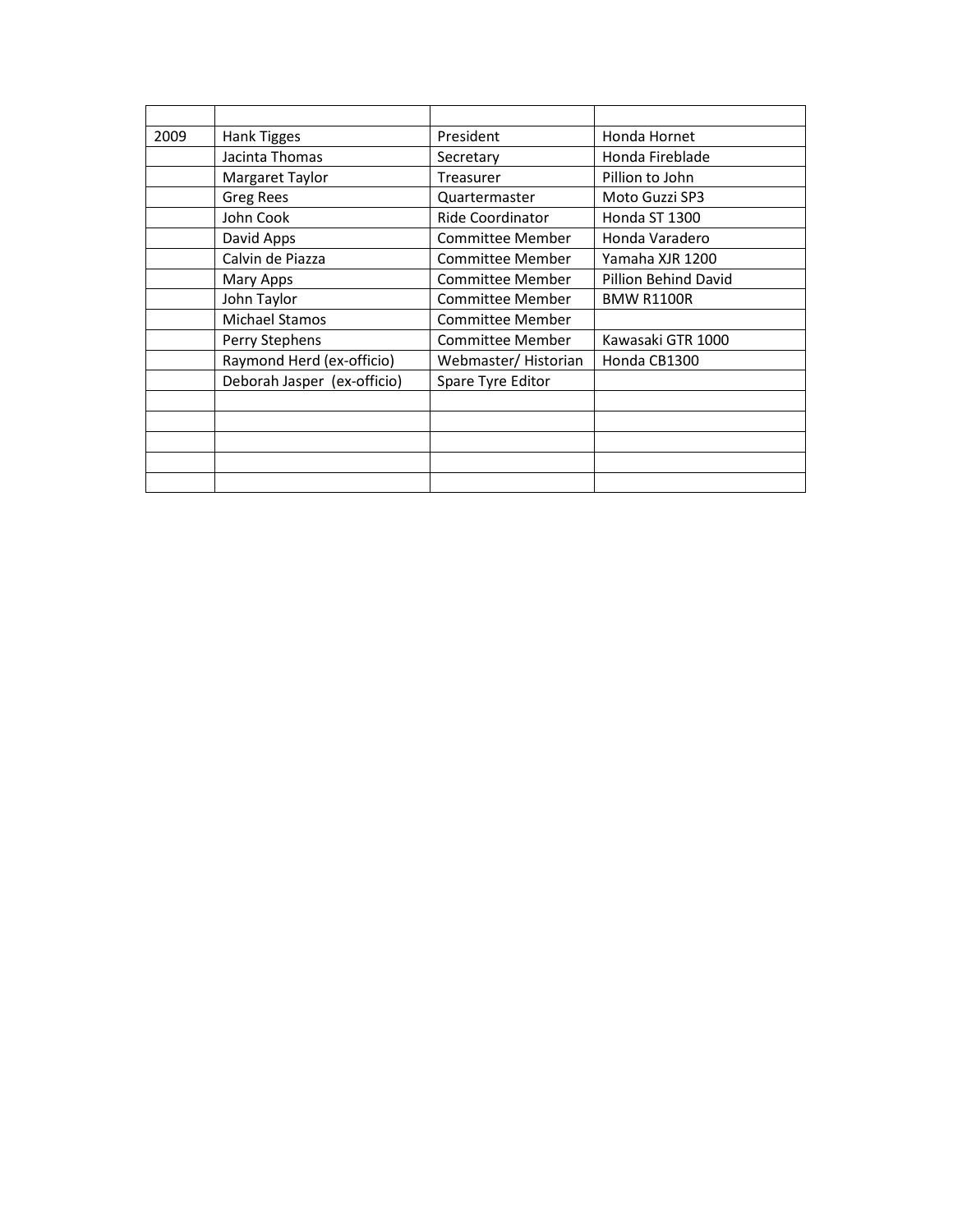| | | | |
|---|---|---|---|
| | | | |
| 2009 | Hank Tigges | President | Honda Hornet |
| | Jacinta Thomas | Secretary | Honda Fireblade |
| | Margaret Taylor | Treasurer | Pillion to John |
| | Greg Rees | Quartermaster | Moto Guzzi SP3 |
| | John Cook | Ride Coordinator | Honda ST 1300 |
| | David Apps | Committee Member | Honda Varadero |
| | Calvin de Piazza | Committee Member | Yamaha XJR 1200 |
| | Mary Apps | Committee Member | Pillion Behind David |
| | John Taylor | Committee Member | BMW R1100R |
| | Michael Stamos | Committee Member | |
| | Perry Stephens | Committee Member | Kawasaki GTR 1000 |
| | Raymond Herd (ex-officio) | Webmaster/ Historian | Honda CB1300 |
| | Deborah Jasper (ex-officio) | Spare Tyre Editor | |
| | | | |
| | | | |
| | | | |
| | | | |
| | | | |